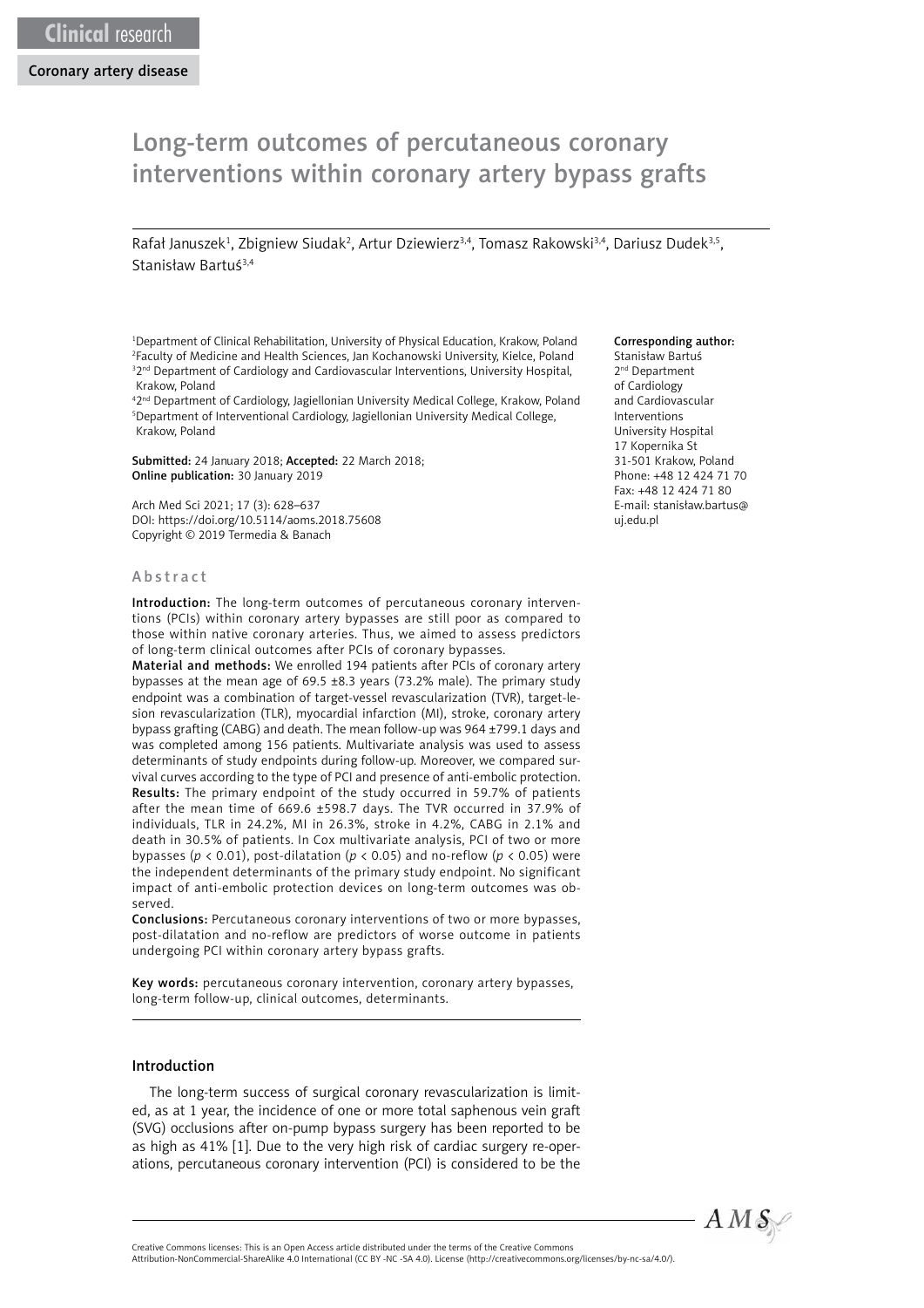Clinical research

Coronary artery disease

# Long-term outcomes of percutaneous coronary interventions within coronary artery bypass grafts

Rafał Januszek[1], Zbigniew Siudak[2], Artur Dziewierz[3,4], Tomasz Rakowski[3,4], Dariusz Dudek[3,5], Stanisław Bartuś[3,4]

[1]Department of Clinical Rehabilitation, University of Physical Education, Krakow, Poland
[2]Faculty of Medicine and Health Sciences, Jan Kochanowski University, Kielce, Poland
[3]2nd Department of Cardiology and Cardiovascular Interventions, University Hospital, Krakow, Poland
[4]2nd Department of Cardiology, Jagiellonian University Medical College, Krakow, Poland
[5]Department of Interventional Cardiology, Jagiellonian University Medical College, Krakow, Poland

**Submitted:** 24 January 2018; **Accepted:** 22 March 2018;
**Online publication:** 30 January 2019

Arch Med Sci 2021; 17 (3): 628–637
DOI: https://doi.org/10.5114/aoms.2018.75608
Copyright © 2019 Termedia & Banach

**Corresponding author:**
Stanisław Bartuś
2nd Department of Cardiology and Cardiovascular Interventions
University Hospital
17 Kopernika St
31-501 Krakow, Poland
Phone: +48 12 424 71 70
Fax: +48 12 424 71 80
E-mail: stanisław.bartus@uj.edu.pl

## Abstract

**Introduction:** The long-term outcomes of percutaneous coronary interventions (PCIs) within coronary artery bypasses are still poor as compared to those within native coronary arteries. Thus, we aimed to assess predictors of long-term clinical outcomes after PCIs of coronary bypasses.

**Material and methods:** We enrolled 194 patients after PCIs of coronary artery bypasses at the mean age of 69.5 ±8.3 years (73.2% male). The primary study endpoint was a combination of target-vessel revascularization (TVR), target-lesion revascularization (TLR), myocardial infarction (MI), stroke, coronary artery bypass grafting (CABG) and death. The mean follow-up was 964 ±799.1 days and was completed among 156 patients. Multivariate analysis was used to assess determinants of study endpoints during follow-up. Moreover, we compared survival curves according to the type of PCI and presence of anti-embolic protection.

**Results:** The primary endpoint of the study occurred in 59.7% of patients after the mean time of 669.6 ±598.7 days. The TVR occurred in 37.9% of individuals, TLR in 24.2%, MI in 26.3%, stroke in 4.2%, CABG in 2.1% and death in 30.5% of patients. In Cox multivariate analysis, PCI of two or more bypasses ($p < 0.01$), post-dilatation ($p < 0.05$) and no-reflow ($p < 0.05$) were the independent determinants of the primary study endpoint. No significant impact of anti-embolic protection devices on long-term outcomes was observed.

**Conclusions:** Percutaneous coronary interventions of two or more bypasses, post-dilatation and no-reflow are predictors of worse outcome in patients undergoing PCI within coronary artery bypass grafts.

**Key words:** percutaneous coronary intervention, coronary artery bypasses, long-term follow-up, clinical outcomes, determinants.

## Introduction

The long-term success of surgical coronary revascularization is limited, as at 1 year, the incidence of one or more total saphenous vein graft (SVG) occlusions after on-pump bypass surgery has been reported to be as high as 41% [1]. Due to the very high risk of cardiac surgery re-operations, percutaneous coronary intervention (PCI) is considered to be the

Creative Commons licenses: This is an Open Access article distributed under the terms of the Creative Commons Attribution-NonCommercial-ShareAlike 4.0 International (CC BY -NC -SA 4.0). License (http://creativecommons.org/licenses/by-nc-sa/4.0/).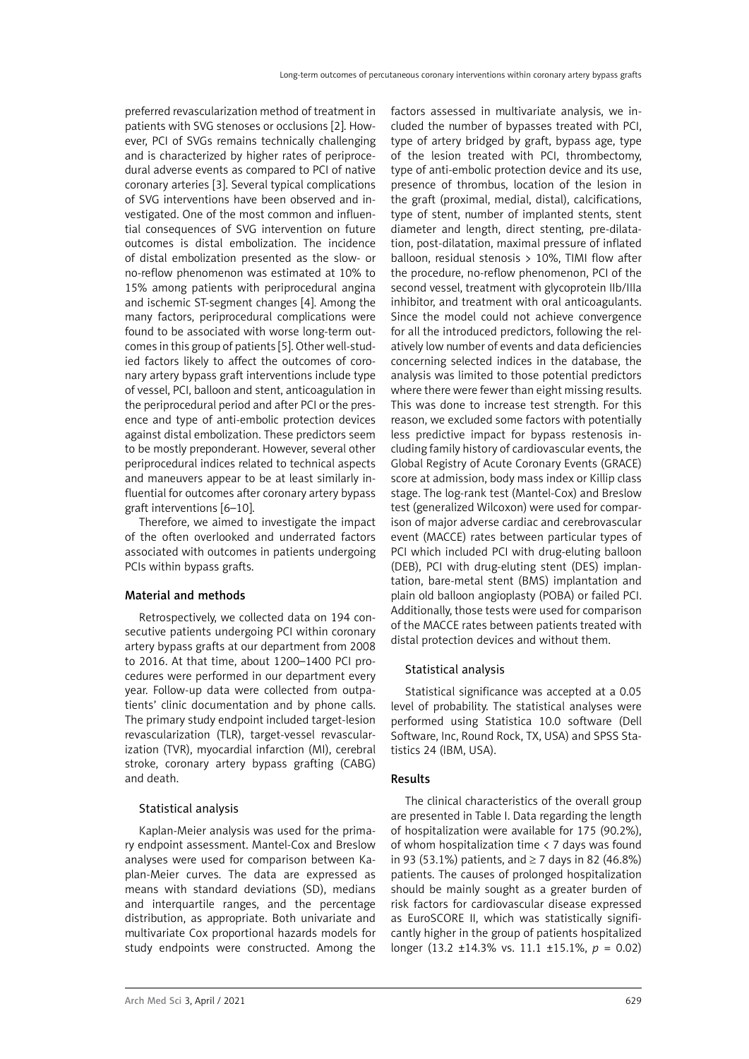preferred revascularization method of treatment in patients with SVG stenoses or occlusions [2]. However, PCI of SVGs remains technically challenging and is characterized by higher rates of periprocedural adverse events as compared to PCI of native coronary arteries [3]. Several typical complications of SVG interventions have been observed and investigated. One of the most common and influential consequences of SVG intervention on future outcomes is distal embolization. The incidence of distal embolization presented as the slow- or no-reflow phenomenon was estimated at 10% to 15% among patients with periprocedural angina and ischemic ST-segment changes [4]. Among the many factors, periprocedural complications were found to be associated with worse long-term outcomes in this group of patients [5]. Other well-studied factors likely to affect the outcomes of coronary artery bypass graft interventions include type of vessel, PCI, balloon and stent, anticoagulation in the periprocedural period and after PCI or the presence and type of anti-embolic protection devices against distal embolization. These predictors seem to be mostly preponderant. However, several other periprocedural indices related to technical aspects and maneuvers appear to be at least similarly influential for outcomes after coronary artery bypass graft interventions [6–10].

Therefore, we aimed to investigate the impact of the often overlooked and underrated factors associated with outcomes in patients undergoing PCIs within bypass grafts.

## Material and methods

Retrospectively, we collected data on 194 consecutive patients undergoing PCI within coronary artery bypass grafts at our department from 2008 to 2016. At that time, about 1200–1400 PCI procedures were performed in our department every year. Follow-up data were collected from outpatients' clinic documentation and by phone calls. The primary study endpoint included target-lesion revascularization (TLR), target-vessel revascularization (TVR), myocardial infarction (MI), cerebral stroke, coronary artery bypass grafting (CABG) and death.

### Statistical analysis

Kaplan-Meier analysis was used for the primary endpoint assessment. Mantel-Cox and Breslow analyses were used for comparison between Kaplan-Meier curves. The data are expressed as means with standard deviations (SD), medians and interquartile ranges, and the percentage distribution, as appropriate. Both univariate and multivariate Cox proportional hazards models for study endpoints were constructed. Among the factors assessed in multivariate analysis, we included the number of bypasses treated with PCI, type of artery bridged by graft, bypass age, type of the lesion treated with PCI, thrombectomy, type of anti-embolic protection device and its use, presence of thrombus, location of the lesion in the graft (proximal, medial, distal), calcifications, type of stent, number of implanted stents, stent diameter and length, direct stenting, pre-dilatation, post-dilatation, maximal pressure of inflated balloon, residual stenosis > 10%, TIMI flow after the procedure, no-reflow phenomenon, PCI of the second vessel, treatment with glycoprotein IIb/IIIa inhibitor, and treatment with oral anticoagulants. Since the model could not achieve convergence for all the introduced predictors, following the relatively low number of events and data deficiencies concerning selected indices in the database, the analysis was limited to those potential predictors where there were fewer than eight missing results. This was done to increase test strength. For this reason, we excluded some factors with potentially less predictive impact for bypass restenosis including family history of cardiovascular events, the Global Registry of Acute Coronary Events (GRACE) score at admission, body mass index or Killip class stage. The log-rank test (Mantel-Cox) and Breslow test (generalized Wilcoxon) were used for comparison of major adverse cardiac and cerebrovascular event (MACCE) rates between particular types of PCI which included PCI with drug-eluting balloon (DEB), PCI with drug-eluting stent (DES) implantation, bare-metal stent (BMS) implantation and plain old balloon angioplasty (POBA) or failed PCI. Additionally, those tests were used for comparison of the MACCE rates between patients treated with distal protection devices and without them.

### Statistical analysis

Statistical significance was accepted at a 0.05 level of probability. The statistical analyses were performed using Statistica 10.0 software (Dell Software, Inc, Round Rock, TX, USA) and SPSS Statistics 24 (IBM, USA).

## Results

The clinical characteristics of the overall group are presented in Table I. Data regarding the length of hospitalization were available for 175 (90.2%), of whom hospitalization time < 7 days was found in 93 (53.1%) patients, and ≥ 7 days in 82 (46.8%) patients. The causes of prolonged hospitalization should be mainly sought as a greater burden of risk factors for cardiovascular disease expressed as EuroSCORE II, which was statistically significantly higher in the group of patients hospitalized longer (13.2 ±14.3% vs. 11.1 ±15.1%, $p = 0.02$)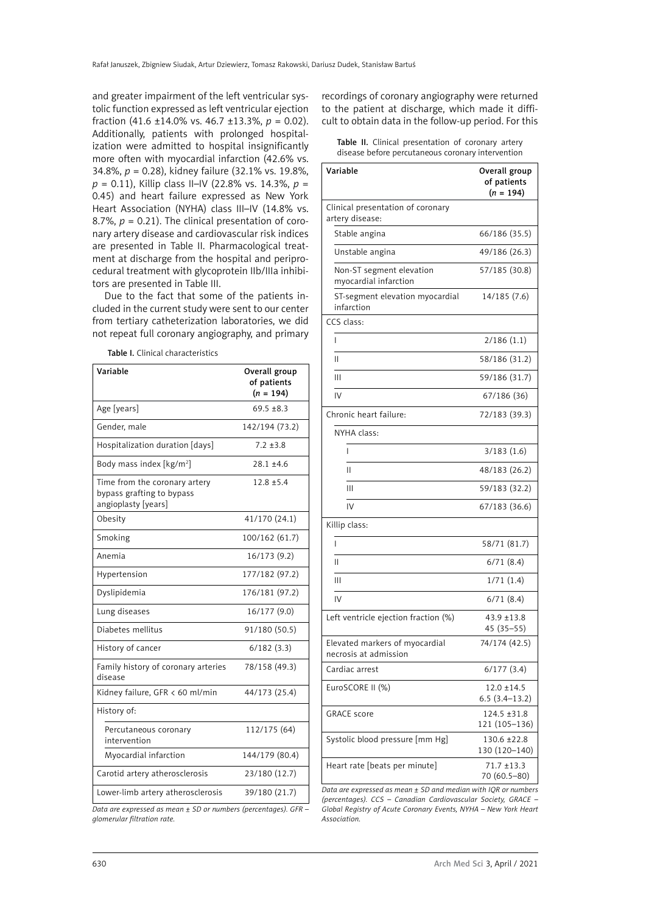and greater impairment of the left ventricular systolic function expressed as left ventricular ejection fraction (41.6 ±14.0% vs. 46.7 ±13.3%, $p = 0.02$). Additionally, patients with prolonged hospitalization were admitted to hospital insignificantly more often with myocardial infarction (42.6% vs. 34.8%, $p = 0.28$), kidney failure (32.1% vs. 19.8%, $p = 0.11$), Killip class II–IV (22.8% vs. 14.3%, $p = 0.45$) and heart failure expressed as New York Heart Association (NYHA) class III–IV (14.8% vs. 8.7%, $p = 0.21$). The clinical presentation of coronary artery disease and cardiovascular risk indices are presented in Table II. Pharmacological treatment at discharge from the hospital and periprocedural treatment with glycoprotein IIb/IIIa inhibitors are presented in Table III.

Due to the fact that some of the patients included in the current study were sent to our center from tertiary catheterization laboratories, we did not repeat full coronary angiography, and primary recordings of coronary angiography were returned to the patient at discharge, which made it difficult to obtain data in the follow-up period. For this

**Table I.** Clinical characteristics

| Variable | Overall group of patients (*n* = 194) |
|---|---|
| Age [years] | 69.5 ±8.3 |
| Gender, male | 142/194 (73.2) |
| Hospitalization duration [days] | 7.2 ±3.8 |
| Body mass index [kg/m$^2$] | 28.1 ±4.6 |
| Time from the coronary artery bypass grafting to bypass angioplasty [years] | 12.8 ±5.4 |
| Obesity | 41/170 (24.1) |
| Smoking | 100/162 (61.7) |
| Anemia | 16/173 (9.2) |
| Hypertension | 177/182 (97.2) |
| Dyslipidemia | 176/181 (97.2) |
| Lung diseases | 16/177 (9.0) |
| Diabetes mellitus | 91/180 (50.5) |
| History of cancer | 6/182 (3.3) |
| Family history of coronary arteries disease | 78/158 (49.3) |
| Kidney failure, GFR < 60 ml/min | 44/173 (25.4) |
| History of: | |
| Percutaneous coronary intervention | 112/175 (64) |
| Myocardial infarction | 144/179 (80.4) |
| Carotid artery atherosclerosis | 23/180 (12.7) |
| Lower-limb artery atherosclerosis | 39/180 (21.7) |

*Data are expressed as mean ± SD or numbers (percentages). GFR – glomerular filtration rate.*

**Table II.** Clinical presentation of coronary artery disease before percutaneous coronary intervention

| Variable | Overall group of patients (*n* = 194) |
|---|---|
| Clinical presentation of coronary artery disease: | |
| Stable angina | 66/186 (35.5) |
| Unstable angina | 49/186 (26.3) |
| Non-ST segment elevation myocardial infarction | 57/185 (30.8) |
| ST-segment elevation myocardial infarction | 14/185 (7.6) |
| CCS class: | |
| I | 2/186 (1.1) |
| II | 58/186 (31.2) |
| III | 59/186 (31.7) |
| IV | 67/186 (36) |
| Chronic heart failure: | 72/183 (39.3) |
| NYHA class: | |
| I | 3/183 (1.6) |
| II | 48/183 (26.2) |
| III | 59/183 (32.2) |
| IV | 67/183 (36.6) |
| Killip class: | |
| I | 58/71 (81.7) |
| II | 6/71 (8.4) |
| III | 1/71 (1.4) |
| IV | 6/71 (8.4) |
| Left ventricle ejection fraction (%) | 43.9 ±13.8<br>45 (35–55) |
| Elevated markers of myocardial necrosis at admission | 74/174 (42.5) |
| Cardiac arrest | 6/177 (3.4) |
| EuroSCORE II (%) | 12.0 ±14.5<br>6.5 (3.4–13.2) |
| GRACE score | 124.5 ±31.8<br>121 (105–136) |
| Systolic blood pressure [mm Hg] | 130.6 ±22.8<br>130 (120–140) |
| Heart rate [beats per minute] | 71.7 ±13.3<br>70 (60.5–80) |

*Data are expressed as mean ± SD and median with IQR or numbers (percentages). CCS – Canadian Cardiovascular Society, GRACE – Global Registry of Acute Coronary Events, NYHA – New York Heart Association.*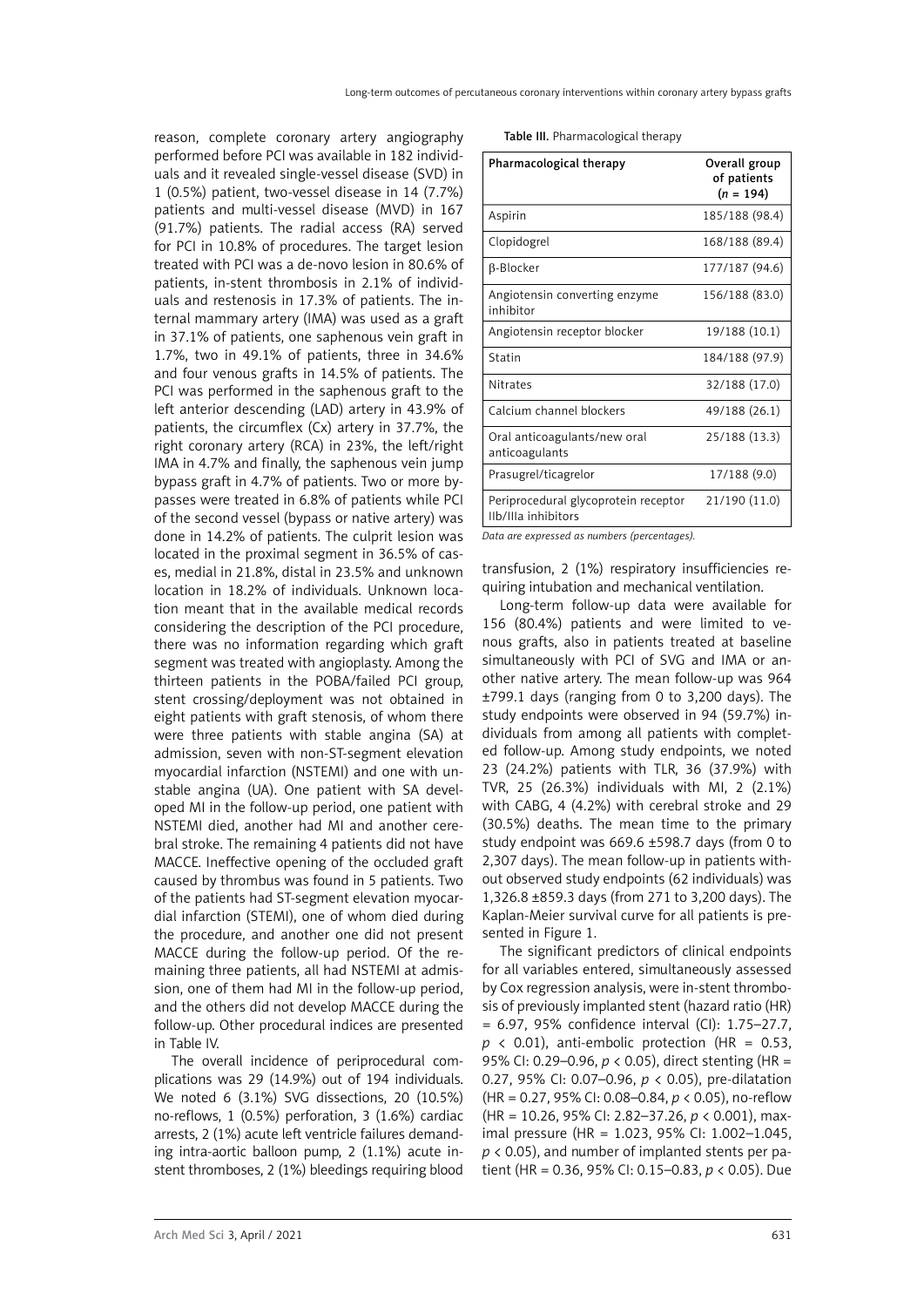reason, complete coronary artery angiography performed before PCI was available in 182 individuals and it revealed single-vessel disease (SVD) in 1 (0.5%) patient, two-vessel disease in 14 (7.7%) patients and multi-vessel disease (MVD) in 167 (91.7%) patients. The radial access (RA) served for PCI in 10.8% of procedures. The target lesion treated with PCI was a de-novo lesion in 80.6% of patients, in-stent thrombosis in 2.1% of individuals and restenosis in 17.3% of patients. The internal mammary artery (IMA) was used as a graft in 37.1% of patients, one saphenous vein graft in 1.7%, two in 49.1% of patients, three in 34.6% and four venous grafts in 14.5% of patients. The PCI was performed in the saphenous graft to the left anterior descending (LAD) artery in 43.9% of patients, the circumflex (Cx) artery in 37.7%, the right coronary artery (RCA) in 23%, the left/right IMA in 4.7% and finally, the saphenous vein jump bypass graft in 4.7% of patients. Two or more bypasses were treated in 6.8% of patients while PCI of the second vessel (bypass or native artery) was done in 14.2% of patients. The culprit lesion was located in the proximal segment in 36.5% of cases, medial in 21.8%, distal in 23.5% and unknown location in 18.2% of individuals. Unknown location meant that in the available medical records considering the description of the PCI procedure, there was no information regarding which graft segment was treated with angioplasty. Among the thirteen patients in the POBA/failed PCI group, stent crossing/deployment was not obtained in eight patients with graft stenosis, of whom there were three patients with stable angina (SA) at admission, seven with non-ST-segment elevation myocardial infarction (NSTEMI) and one with unstable angina (UA). One patient with SA developed MI in the follow-up period, one patient with NSTEMI died, another had MI and another cerebral stroke. The remaining 4 patients did not have MACCE. Ineffective opening of the occluded graft caused by thrombus was found in 5 patients. Two of the patients had ST-segment elevation myocardial infarction (STEMI), one of whom died during the procedure, and another one did not present MACCE during the follow-up period. Of the remaining three patients, all had NSTEMI at admission, one of them had MI in the follow-up period, and the others did not develop MACCE during the follow-up. Other procedural indices are presented in Table IV.

The overall incidence of periprocedural complications was 29 (14.9%) out of 194 individuals. We noted 6 (3.1%) SVG dissections, 20 (10.5%) no-reflows, 1 (0.5%) perforation, 3 (1.6%) cardiac arrests, 2 (1%) acute left ventricle failures demanding intra-aortic balloon pump, 2 (1.1%) acute in-stent thromboses, 2 (1%) bleedings requiring blood transfusion, 2 (1%) respiratory insufficiencies requiring intubation and mechanical ventilation.

**Table III.** Pharmacological therapy

| Pharmacological therapy | Overall group of patients (*n* = 194) |
|---|---|
| Aspirin | 185/188 (98.4) |
| Clopidogrel | 168/188 (89.4) |
| β-Blocker | 177/187 (94.6) |
| Angiotensin converting enzyme inhibitor | 156/188 (83.0) |
| Angiotensin receptor blocker | 19/188 (10.1) |
| Statin | 184/188 (97.9) |
| Nitrates | 32/188 (17.0) |
| Calcium channel blockers | 49/188 (26.1) |
| Oral anticoagulants/new oral anticoagulants | 25/188 (13.3) |
| Prasugrel/ticagrelor | 17/188 (9.0) |
| Periprocedural glycoprotein receptor IIb/IIIa inhibitors | 21/190 (11.0) |

*Data are expressed as numbers (percentages).*

Long-term follow-up data were available for 156 (80.4%) patients and were limited to venous grafts, also in patients treated at baseline simultaneously with PCI of SVG and IMA or another native artery. The mean follow-up was 964 ±799.1 days (ranging from 0 to 3,200 days). The study endpoints were observed in 94 (59.7%) individuals from among all patients with completed follow-up. Among study endpoints, we noted 23 (24.2%) patients with TLR, 36 (37.9%) with TVR, 25 (26.3%) individuals with MI, 2 (2.1%) with CABG, 4 (4.2%) with cerebral stroke and 29 (30.5%) deaths. The mean time to the primary study endpoint was 669.6 ±598.7 days (from 0 to 2,307 days). The mean follow-up in patients without observed study endpoints (62 individuals) was 1,326.8 ±859.3 days (from 271 to 3,200 days). The Kaplan-Meier survival curve for all patients is presented in Figure 1.

The significant predictors of clinical endpoints for all variables entered, simultaneously assessed by Cox regression analysis, were in-stent thrombosis of previously implanted stent (hazard ratio (HR) = 6.97, 95% confidence interval (CI): 1.75–27.7, $p < 0.01$), anti-embolic protection (HR = 0.53, 95% CI: 0.29–0.96, $p < 0.05$), direct stenting (HR = 0.27, 95% CI: 0.07–0.96, $p < 0.05$), pre-dilatation (HR = 0.27, 95% CI: 0.08–0.84, $p < 0.05$), no-reflow (HR = 10.26, 95% CI: 2.82–37.26, $p < 0.001$), maximal pressure (HR = 1.023, 95% CI: 1.002–1.045, $p < 0.05$), and number of implanted stents per patient (HR = 0.36, 95% CI: 0.15–0.83, $p < 0.05$). Due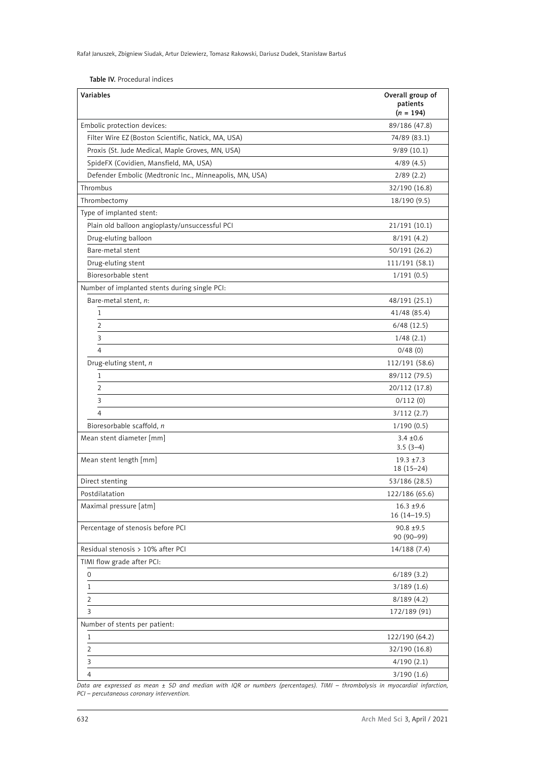**Table IV.** Procedural indices

| Variables | Overall group of patients ($n$ = 194) |
|---|---|
| Embolic protection devices: | 89/186 (47.8) |
| Filter Wire EZ (Boston Scientific, Natick, MA, USA) | 74/89 (83.1) |
| Proxis (St. Jude Medical, Maple Groves, MN, USA) | 9/89 (10.1) |
| SpideFX (Covidien, Mansfield, MA, USA) | 4/89 (4.5) |
| Defender Embolic (Medtronic Inc., Minneapolis, MN, USA) | 2/89 (2.2) |
| Thrombus | 32/190 (16.8) |
| Thrombectomy | 18/190 (9.5) |
| Type of implanted stent: | |
| Plain old balloon angioplasty/unsuccessful PCI | 21/191 (10.1) |
| Drug-eluting balloon | 8/191 (4.2) |
| Bare-metal stent | 50/191 (26.2) |
| Drug-eluting stent | 111/191 (58.1) |
| Bioresorbable stent | 1/191 (0.5) |
| Number of implanted stents during single PCI: | |
| Bare-metal stent, *n*: | 48/191 (25.1) |
| 1 | 41/48 (85.4) |
| 2 | 6/48 (12.5) |
| 3 | 1/48 (2.1) |
| 4 | 0/48 (0) |
| Drug-eluting stent, *n* | 112/191 (58.6) |
| 1 | 89/112 (79.5) |
| 2 | 20/112 (17.8) |
| 3 | 0/112 (0) |
| 4 | 3/112 (2.7) |
| Bioresorbable scaffold, *n* | 1/190 (0.5) |
| Mean stent diameter [mm] | 3.4 ±0.6<br>3.5 (3–4) |
| Mean stent length [mm] | 19.3 ±7.3<br>18 (15–24) |
| Direct stenting | 53/186 (28.5) |
| Postdilatation | 122/186 (65.6) |
| Maximal pressure [atm] | 16.3 ±9.6<br>16 (14–19.5) |
| Percentage of stenosis before PCI | 90.8 ±9.5<br>90 (90–99) |
| Residual stenosis > 10% after PCI | 14/188 (7.4) |
| TIMI flow grade after PCI: | |
| 0 | 6/189 (3.2) |
| 1 | 3/189 (1.6) |
| 2 | 8/189 (4.2) |
| 3 | 172/189 (91) |
| Number of stents per patient: | |
| 1 | 122/190 (64.2) |
| 2 | 32/190 (16.8) |
| 3 | 4/190 (2.1) |
| 4 | 3/190 (1.6) |

*Data are expressed as mean ± SD and median with IQR or numbers (percentages). TIMI – thrombolysis in myocardial infarction, PCI – percutaneous coronary intervention.*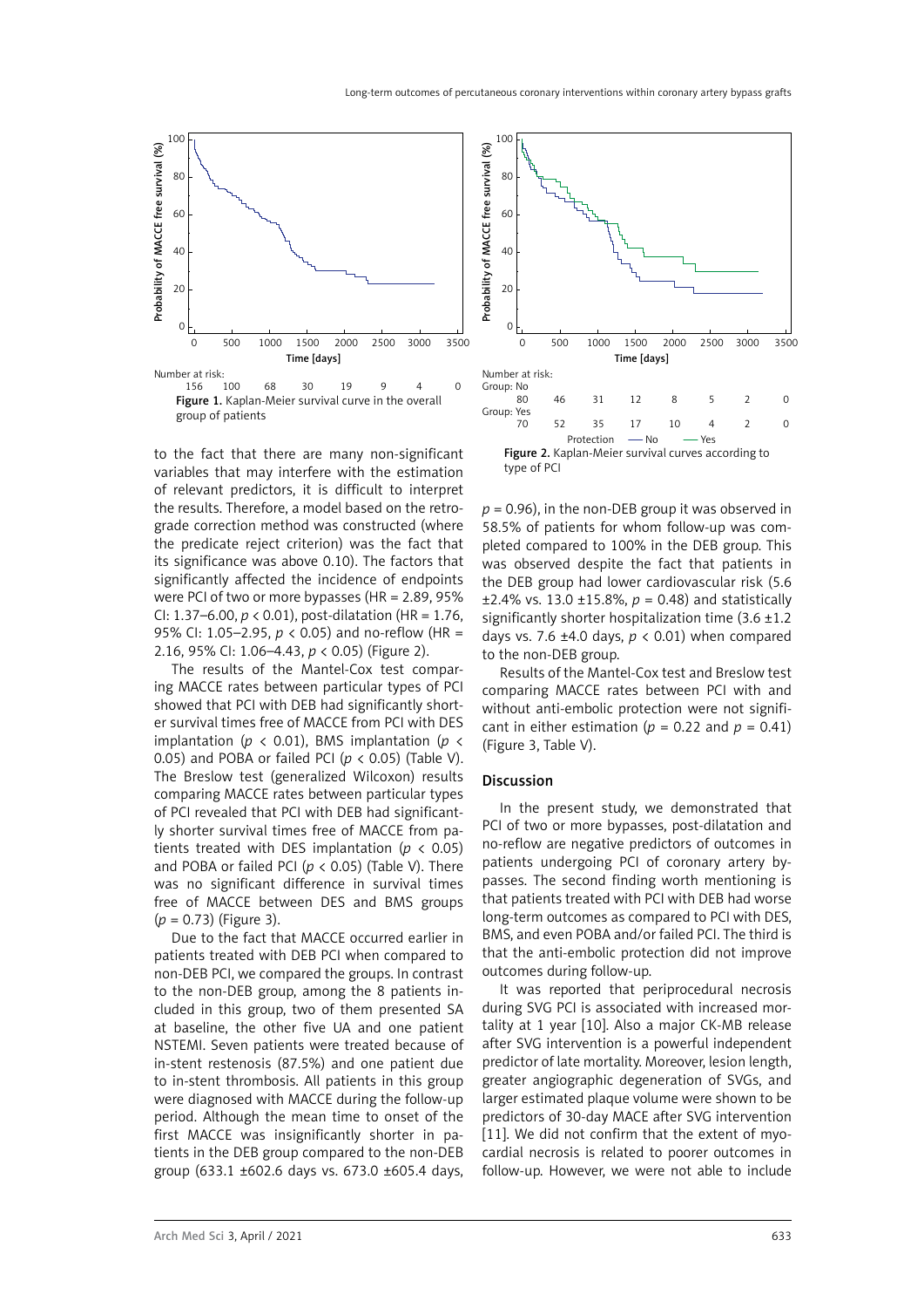Probability of MACCE free survival (%)

100

80

60

40

20

0

0 500 1000 1500 2000 2500 3000 3500

Time [days]

Number at risk:

156 100 68 30 19 9 4 0

**Figure 1.** Kaplan-Meier survival curve in the overall group of patients

Probability of MACCE free survival (%)

100

80

60

40

20

0

0 500 1000 1500 2000 2500 3000 3500

Time [days]

Number at risk:

Group: No

80 46 31 12 8 5 2 0

Group: Yes

70 52 35 17 10 4 2 0

Protection — No — Yes

**Figure 2.** Kaplan-Meier survival curves according to type of PCI

to the fact that there are many non-significant variables that may interfere with the estimation of relevant predictors, it is difficult to interpret the results. Therefore, a model based on the retrograde correction method was constructed (where the predicate reject criterion) was the fact that its significance was above 0.10). The factors that significantly affected the incidence of endpoints were PCI of two or more bypasses (HR = 2.89, 95% CI: 1.37–6.00, $p < 0.01$), post-dilatation (HR = 1.76, 95% CI: 1.05–2.95, $p < 0.05$) and no-reflow (HR = 2.16, 95% CI: 1.06–4.43, $p < 0.05$) (Figure 2).

The results of the Mantel-Cox test comparing MACCE rates between particular types of PCI showed that PCI with DEB had significantly shorter survival times free of MACCE from PCI with DES implantation ($p < 0.01$), BMS implantation ($p < 0.05$) and POBA or failed PCI ($p < 0.05$) (Table V). The Breslow test (generalized Wilcoxon) results comparing MACCE rates between particular types of PCI revealed that PCI with DEB had significantly shorter survival times free of MACCE from patients treated with DES implantation ($p < 0.05$) and POBA or failed PCI ($p < 0.05$) (Table V). There was no significant difference in survival times free of MACCE between DES and BMS groups ($p = 0.73$) (Figure 3).

Due to the fact that MACCE occurred earlier in patients treated with DEB PCI when compared to non-DEB PCI, we compared the groups. In contrast to the non-DEB group, among the 8 patients included in this group, two of them presented SA at baseline, the other five UA and one patient NSTEMI. Seven patients were treated because of in-stent restenosis (87.5%) and one patient due to in-stent thrombosis. All patients in this group were diagnosed with MACCE during the follow-up period. Although the mean time to onset of the first MACCE was insignificantly shorter in patients in the DEB group compared to the non-DEB group (633.1 ±602.6 days vs. 673.0 ±605.4 days, $p = 0.96$), in the non-DEB group it was observed in 58.5% of patients for whom follow-up was completed compared to 100% in the DEB group. This was observed despite the fact that patients in the DEB group had lower cardiovascular risk (5.6 ±2.4% vs. 13.0 ±15.8%, $p = 0.48$) and statistically significantly shorter hospitalization time (3.6 ±1.2 days vs. 7.6 ±4.0 days, $p < 0.01$) when compared to the non-DEB group.

Results of the Mantel-Cox test and Breslow test comparing MACCE rates between PCI with and without anti-embolic protection were not significant in either estimation ($p = 0.22$ and $p = 0.41$) (Figure 3, Table V).

## Discussion

In the present study, we demonstrated that PCI of two or more bypasses, post-dilatation and no-reflow are negative predictors of outcomes in patients undergoing PCI of coronary artery bypasses. The second finding worth mentioning is that patients treated with PCI with DEB had worse long-term outcomes as compared to PCI with DES, BMS, and even POBA and/or failed PCI. The third is that the anti-embolic protection did not improve outcomes during follow-up.

It was reported that periprocedural necrosis during SVG PCI is associated with increased mortality at 1 year [10]. Also a major CK-MB release after SVG intervention is a powerful independent predictor of late mortality. Moreover, lesion length, greater angiographic degeneration of SVGs, and larger estimated plaque volume were shown to be predictors of 30-day MACE after SVG intervention [11]. We did not confirm that the extent of myocardial necrosis is related to poorer outcomes in follow-up. However, we were not able to include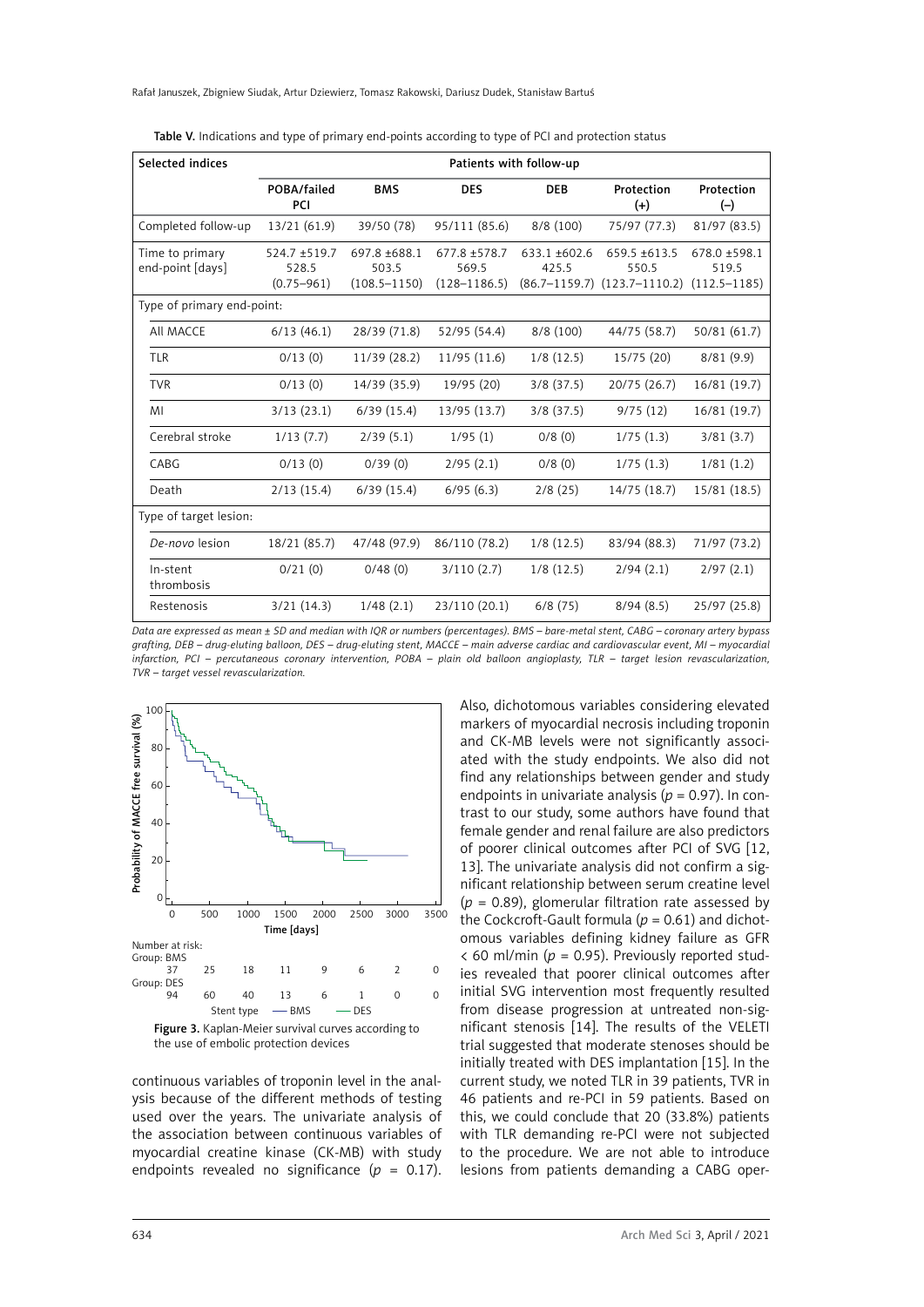Table V. Indications and type of primary end-points according to type of PCI and protection status

| Selected indices | Patients with follow-up | | | | | |
|---|---|---|---|---|---|---|
| | POBA/failed PCI | BMS | DES | DEB | Protection (+) | Protection (–) |
| Completed follow-up | 13/21 (61.9) | 39/50 (78) | 95/111 (85.6) | 8/8 (100) | 75/97 (77.3) | 81/97 (83.5) |
| Time to primary end-point [days] | 524.7 ±519.7 528.5 (0.75–961) | 697.8 ±688.1 503.5 (108.5–1150) | 677.8 ±578.7 569.5 (128–1186.5) | 633.1 ±602.6 425.5 (86.7–1159.7) | 659.5 ±613.5 550.5 (123.7–1110.2) | 678.0 ±598.1 519.5 (112.5–1185) |
| Type of primary end-point: | | | | | | |
| All MACCE | 6/13 (46.1) | 28/39 (71.8) | 52/95 (54.4) | 8/8 (100) | 44/75 (58.7) | 50/81 (61.7) |
| TLR | 0/13 (0) | 11/39 (28.2) | 11/95 (11.6) | 1/8 (12.5) | 15/75 (20) | 8/81 (9.9) |
| TVR | 0/13 (0) | 14/39 (35.9) | 19/95 (20) | 3/8 (37.5) | 20/75 (26.7) | 16/81 (19.7) |
| MI | 3/13 (23.1) | 6/39 (15.4) | 13/95 (13.7) | 3/8 (37.5) | 9/75 (12) | 16/81 (19.7) |
| Cerebral stroke | 1/13 (7.7) | 2/39 (5.1) | 1/95 (1) | 0/8 (0) | 1/75 (1.3) | 3/81 (3.7) |
| CABG | 0/13 (0) | 0/39 (0) | 2/95 (2.1) | 0/8 (0) | 1/75 (1.3) | 1/81 (1.2) |
| Death | 2/13 (15.4) | 6/39 (15.4) | 6/95 (6.3) | 2/8 (25) | 14/75 (18.7) | 15/81 (18.5) |
| Type of target lesion: | | | | | | |
| *De-novo* lesion | 18/21 (85.7) | 47/48 (97.9) | 86/110 (78.2) | 1/8 (12.5) | 83/94 (88.3) | 71/97 (73.2) |
| In-stent thrombosis | 0/21 (0) | 0/48 (0) | 3/110 (2.7) | 1/8 (12.5) | 2/94 (2.1) | 2/97 (2.1) |
| Restenosis | 3/21 (14.3) | 1/48 (2.1) | 23/110 (20.1) | 6/8 (75) | 8/94 (8.5) | 25/97 (25.8) |

*Data are expressed as mean ± SD and median with IQR or numbers (percentages). BMS – bare-metal stent, CABG – coronary artery bypass grafting, DEB – drug-eluting balloon, DES – drug-eluting stent, MACCE – main adverse cardiac and cardiovascular event, MI – myocardial infarction, PCI – percutaneous coronary intervention, POBA – plain old balloon angioplasty, TLR – target lesion revascularization, TVR – target vessel revascularization.*

Probability of MACCE free survival (%)
100
80
60
40
20
0
0 500 1000 1500 2000 2500 3000 3500
Time [days]

Number at risk:
Group: BMS
37 25 18 11 9 6 2 0
Group: DES
94 60 40 13 6 1 0 0
Stent type — BMS — DES

Figure 3. Kaplan-Meier survival curves according to the use of embolic protection devices

continuous variables of troponin level in the analysis because of the different methods of testing used over the years. The univariate analysis of the association between continuous variables of myocardial creatine kinase (CK-MB) with study endpoints revealed no significance ($p$ = 0.17). Also, dichotomous variables considering elevated markers of myocardial necrosis including troponin and CK-MB levels were not significantly associated with the study endpoints. We also did not find any relationships between gender and study endpoints in univariate analysis ($p$ = 0.97). In contrast to our study, some authors have found that female gender and renal failure are also predictors of poorer clinical outcomes after PCI of SVG [12, 13]. The univariate analysis did not confirm a significant relationship between serum creatine level ($p$ = 0.89), glomerular filtration rate assessed by the Cockcroft-Gault formula ($p$ = 0.61) and dichotomous variables defining kidney failure as GFR < 60 ml/min ($p$ = 0.95). Previously reported studies revealed that poorer clinical outcomes after initial SVG intervention most frequently resulted from disease progression at untreated non-significant stenosis [14]. The results of the VELETI trial suggested that moderate stenoses should be initially treated with DES implantation [15]. In the current study, we noted TLR in 39 patients, TVR in 46 patients and re-PCI in 59 patients. Based on this, we could conclude that 20 (33.8%) patients with TLR demanding re-PCI were not subjected to the procedure. We are not able to introduce lesions from patients demanding a CABG oper-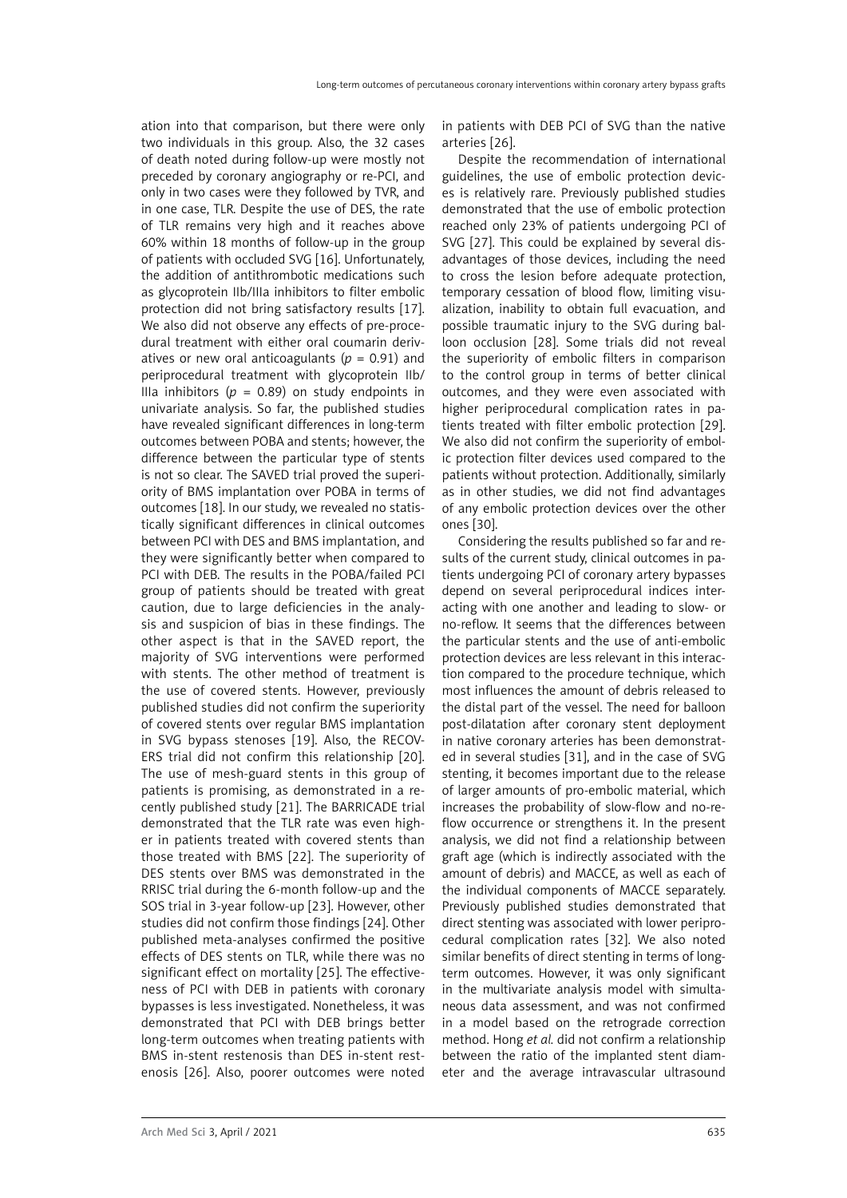ation into that comparison, but there were only two individuals in this group. Also, the 32 cases of death noted during follow-up were mostly not preceded by coronary angiography or re-PCI, and only in two cases were they followed by TVR, and in one case, TLR. Despite the use of DES, the rate of TLR remains very high and it reaches above 60% within 18 months of follow-up in the group of patients with occluded SVG [16]. Unfortunately, the addition of antithrombotic medications such as glycoprotein IIb/IIIa inhibitors to filter embolic protection did not bring satisfactory results [17]. We also did not observe any effects of pre-procedural treatment with either oral coumarin derivatives or new oral anticoagulants ($p$ = 0.91) and periprocedural treatment with glycoprotein IIb/IIIa inhibitors ($p$ = 0.89) on study endpoints in univariate analysis. So far, the published studies have revealed significant differences in long-term outcomes between POBA and stents; however, the difference between the particular type of stents is not so clear. The SAVED trial proved the superiority of BMS implantation over POBA in terms of outcomes [18]. In our study, we revealed no statistically significant differences in clinical outcomes between PCI with DES and BMS implantation, and they were significantly better when compared to PCI with DEB. The results in the POBA/failed PCI group of patients should be treated with great caution, due to large deficiencies in the analysis and suspicion of bias in these findings. The other aspect is that in the SAVED report, the majority of SVG interventions were performed with stents. The other method of treatment is the use of covered stents. However, previously published studies did not confirm the superiority of covered stents over regular BMS implantation in SVG bypass stenoses [19]. Also, the RECOVERS trial did not confirm this relationship [20]. The use of mesh-guard stents in this group of patients is promising, as demonstrated in a recently published study [21]. The BARRICADE trial demonstrated that the TLR rate was even higher in patients treated with covered stents than those treated with BMS [22]. The superiority of DES stents over BMS was demonstrated in the RRISC trial during the 6-month follow-up and the SOS trial in 3-year follow-up [23]. However, other studies did not confirm those findings [24]. Other published meta-analyses confirmed the positive effects of DES stents on TLR, while there was no significant effect on mortality [25]. The effectiveness of PCI with DEB in patients with coronary bypasses is less investigated. Nonetheless, it was demonstrated that PCI with DEB brings better long-term outcomes when treating patients with BMS in-stent restenosis than DES in-stent restenosis [26]. Also, poorer outcomes were noted in patients with DEB PCI of SVG than the native arteries [26].

Despite the recommendation of international guidelines, the use of embolic protection devices is relatively rare. Previously published studies demonstrated that the use of embolic protection reached only 23% of patients undergoing PCI of SVG [27]. This could be explained by several disadvantages of those devices, including the need to cross the lesion before adequate protection, temporary cessation of blood flow, limiting visualization, inability to obtain full evacuation, and possible traumatic injury to the SVG during balloon occlusion [28]. Some trials did not reveal the superiority of embolic filters in comparison to the control group in terms of better clinical outcomes, and they were even associated with higher periprocedural complication rates in patients treated with filter embolic protection [29]. We also did not confirm the superiority of embolic protection filter devices used compared to the patients without protection. Additionally, similarly as in other studies, we did not find advantages of any embolic protection devices over the other ones [30].

Considering the results published so far and results of the current study, clinical outcomes in patients undergoing PCI of coronary artery bypasses depend on several periprocedural indices interacting with one another and leading to slow- or no-reflow. It seems that the differences between the particular stents and the use of anti-embolic protection devices are less relevant in this interaction compared to the procedure technique, which most influences the amount of debris released to the distal part of the vessel. The need for balloon post-dilatation after coronary stent deployment in native coronary arteries has been demonstrated in several studies [31], and in the case of SVG stenting, it becomes important due to the release of larger amounts of pro-embolic material, which increases the probability of slow-flow and no-reflow occurrence or strengthens it. In the present analysis, we did not find a relationship between graft age (which is indirectly associated with the amount of debris) and MACCE, as well as each of the individual components of MACCE separately. Previously published studies demonstrated that direct stenting was associated with lower periprocedural complication rates [32]. We also noted similar benefits of direct stenting in terms of long-term outcomes. However, it was only significant in the multivariate analysis model with simultaneous data assessment, and was not confirmed in a model based on the retrograde correction method. Hong *et al.* did not confirm a relationship between the ratio of the implanted stent diameter and the average intravascular ultrasound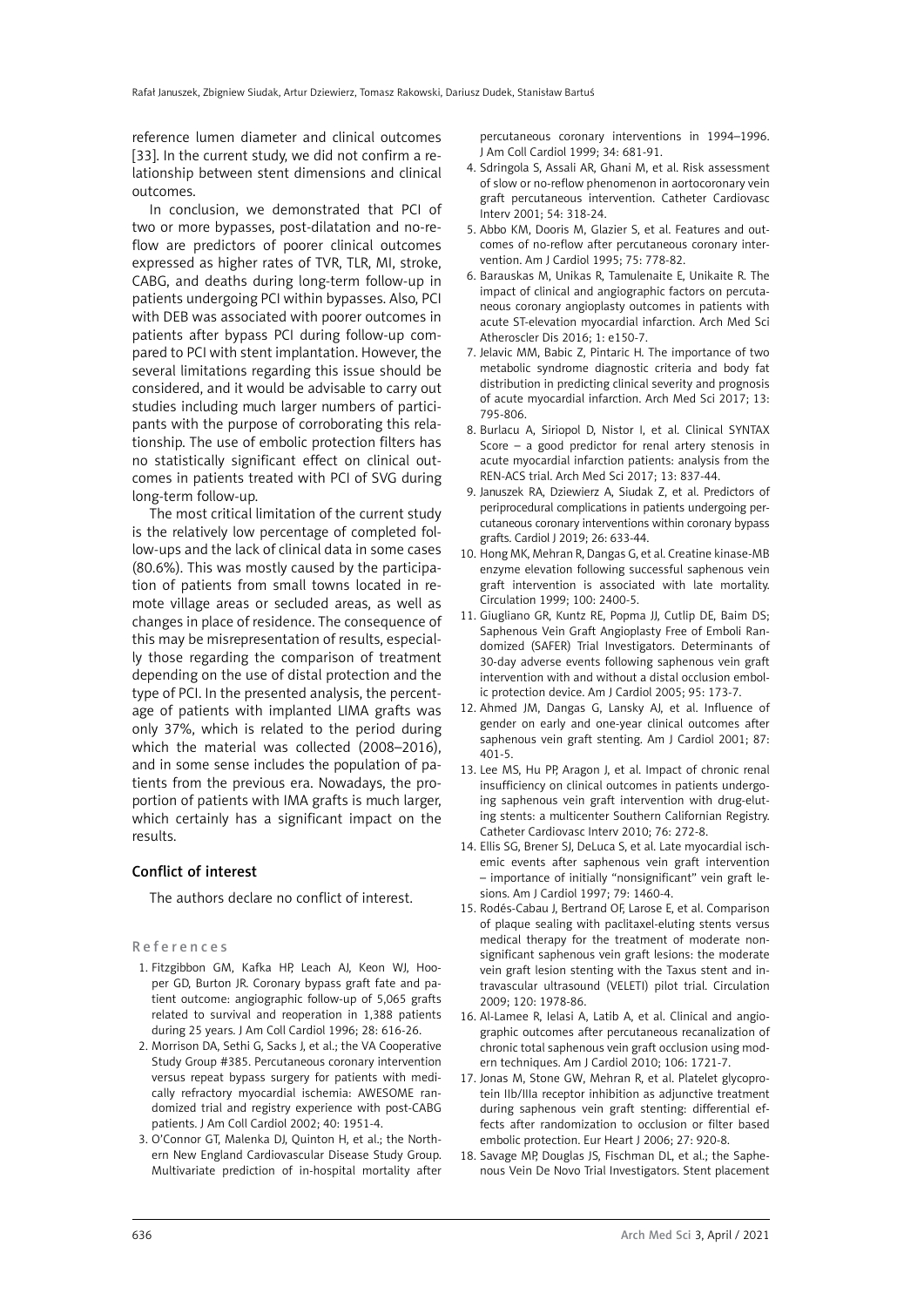reference lumen diameter and clinical outcomes [33]. In the current study, we did not confirm a relationship between stent dimensions and clinical outcomes.

In conclusion, we demonstrated that PCI of two or more bypasses, post-dilatation and no-reflow are predictors of poorer clinical outcomes expressed as higher rates of TVR, TLR, MI, stroke, CABG, and deaths during long-term follow-up in patients undergoing PCI within bypasses. Also, PCI with DEB was associated with poorer outcomes in patients after bypass PCI during follow-up compared to PCI with stent implantation. However, the several limitations regarding this issue should be considered, and it would be advisable to carry out studies including much larger numbers of participants with the purpose of corroborating this relationship. The use of embolic protection filters has no statistically significant effect on clinical outcomes in patients treated with PCI of SVG during long-term follow-up.

The most critical limitation of the current study is the relatively low percentage of completed follow-ups and the lack of clinical data in some cases (80.6%). This was mostly caused by the participation of patients from small towns located in remote village areas or secluded areas, as well as changes in place of residence. The consequence of this may be misrepresentation of results, especially those regarding the comparison of treatment depending on the use of distal protection and the type of PCI. In the presented analysis, the percentage of patients with implanted LIMA grafts was only 37%, which is related to the period during which the material was collected (2008–2016), and in some sense includes the population of patients from the previous era. Nowadays, the proportion of patients with IMA grafts is much larger, which certainly has a significant impact on the results.

## Conflict of interest

The authors declare no conflict of interest.

## References

1. Fitzgibbon GM, Kafka HP, Leach AJ, Keon WJ, Hooper GD, Burton JR. Coronary bypass graft fate and patient outcome: angiographic follow-up of 5,065 grafts related to survival and reoperation in 1,388 patients during 25 years. J Am Coll Cardiol 1996; 28: 616-26.
2. Morrison DA, Sethi G, Sacks J, et al.; the VA Cooperative Study Group #385. Percutaneous coronary intervention versus repeat bypass surgery for patients with medically refractory myocardial ischemia: AWESOME randomized trial and registry experience with post-CABG patients. J Am Coll Cardiol 2002; 40: 1951-4.
3. O'Connor GT, Malenka DJ, Quinton H, et al.; the Northern New England Cardiovascular Disease Study Group. Multivariate prediction of in-hospital mortality after percutaneous coronary interventions in 1994–1996. J Am Coll Cardiol 1999; 34: 681-91.
4. Sdringola S, Assali AR, Ghani M, et al. Risk assessment of slow or no-reflow phenomenon in aortocoronary vein graft percutaneous intervention. Catheter Cardiovasc Interv 2001; 54: 318-24.
5. Abbo KM, Dooris M, Glazier S, et al. Features and outcomes of no-reflow after percutaneous coronary intervention. Am J Cardiol 1995; 75: 778-82.
6. Barauskas M, Unikas R, Tamulenaite E, Unikaite R. The impact of clinical and angiographic factors on percutaneous coronary angioplasty outcomes in patients with acute ST-elevation myocardial infarction. Arch Med Sci Atheroscler Dis 2016; 1: e150-7.
7. Jelavic MM, Babic Z, Pintaric H. The importance of two metabolic syndrome diagnostic criteria and body fat distribution in predicting clinical severity and prognosis of acute myocardial infarction. Arch Med Sci 2017; 13: 795-806.
8. Burlacu A, Siriopol D, Nistor I, et al. Clinical SYNTAX Score – a good predictor for renal artery stenosis in acute myocardial infarction patients: analysis from the REN-ACS trial. Arch Med Sci 2017; 13: 837-44.
9. Januszek RA, Dziewierz A, Siudak Z, et al. Predictors of periprocedural complications in patients undergoing percutaneous coronary interventions within coronary bypass grafts. Cardiol J 2019; 26: 633-44.
10. Hong MK, Mehran R, Dangas G, et al. Creatine kinase-MB enzyme elevation following successful saphenous vein graft intervention is associated with late mortality. Circulation 1999; 100: 2400-5.
11. Giugliano GR, Kuntz RE, Popma JJ, Cutlip DE, Baim DS; Saphenous Vein Graft Angioplasty Free of Emboli Randomized (SAFER) Trial Investigators. Determinants of 30-day adverse events following saphenous vein graft intervention with and without a distal occlusion embolic protection device. Am J Cardiol 2005; 95: 173-7.
12. Ahmed JM, Dangas G, Lansky AJ, et al. Influence of gender on early and one-year clinical outcomes after saphenous vein graft stenting. Am J Cardiol 2001; 87: 401-5.
13. Lee MS, Hu PP, Aragon J, et al. Impact of chronic renal insufficiency on clinical outcomes in patients undergoing saphenous vein graft intervention with drug-eluting stents: a multicenter Southern Californian Registry. Catheter Cardiovasc Interv 2010; 76: 272-8.
14. Ellis SG, Brener SJ, DeLuca S, et al. Late myocardial ischemic events after saphenous vein graft intervention – importance of initially "nonsignificant" vein graft lesions. Am J Cardiol 1997; 79: 1460-4.
15. Rodés-Cabau J, Bertrand OF, Larose E, et al. Comparison of plaque sealing with paclitaxel-eluting stents versus medical therapy for the treatment of moderate nonsignificant saphenous vein graft lesions: the moderate vein graft lesion stenting with the Taxus stent and intravascular ultrasound (VELETI) pilot trial. Circulation 2009; 120: 1978-86.
16. Al-Lamee R, Ielasi A, Latib A, et al. Clinical and angiographic outcomes after percutaneous recanalization of chronic total saphenous vein graft occlusion using modern techniques. Am J Cardiol 2010; 106: 1721-7.
17. Jonas M, Stone GW, Mehran R, et al. Platelet glycoprotein IIb/IIIa receptor inhibition as adjunctive treatment during saphenous vein graft stenting: differential effects after randomization to occlusion or filter based embolic protection. Eur Heart J 2006; 27: 920-8.
18. Savage MP, Douglas JS, Fischman DL, et al.; the Saphenous Vein De Novo Trial Investigators. Stent placement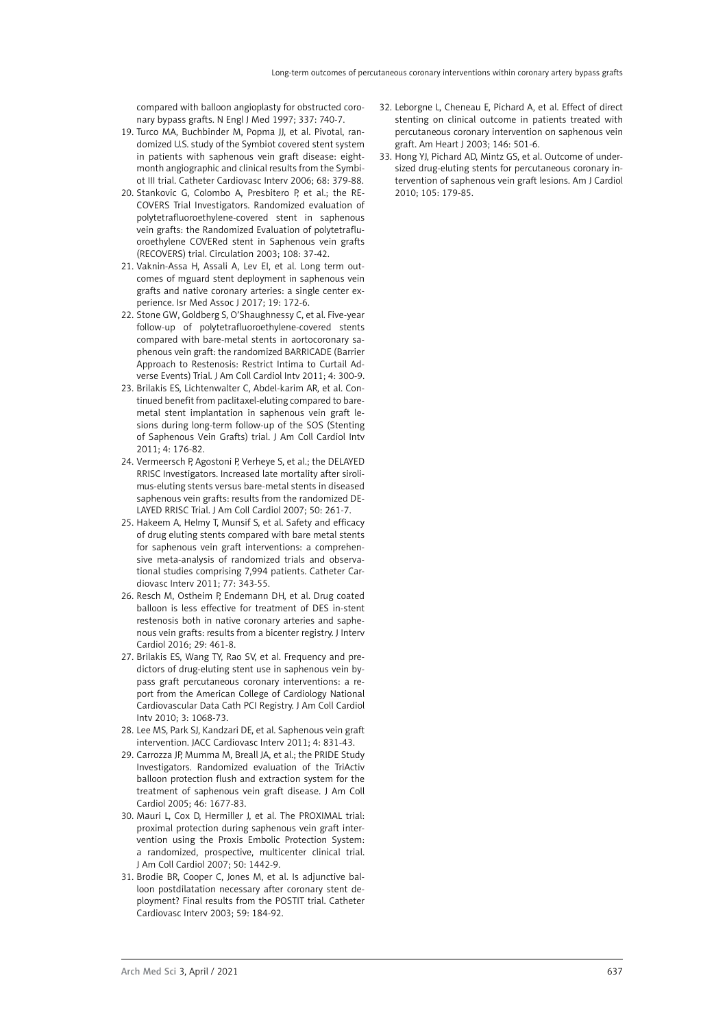compared with balloon angioplasty for obstructed coronary bypass grafts. N Engl J Med 1997; 337: 740-7.

19. Turco MA, Buchbinder M, Popma JJ, et al. Pivotal, randomized U.S. study of the Symbiot covered stent system in patients with saphenous vein graft disease: eight-month angiographic and clinical results from the Symbiot III trial. Catheter Cardiovasc Interv 2006; 68: 379-88.
20. Stankovic G, Colombo A, Presbitero P, et al.; the RECOVERS Trial Investigators. Randomized evaluation of polytetrafluoroethylene-covered stent in saphenous vein grafts: the Randomized Evaluation of polytetrafluoroethylene COVERed stent in Saphenous vein grafts (RECOVERS) trial. Circulation 2003; 108: 37-42.
21. Vaknin-Assa H, Assali A, Lev EI, et al. Long term outcomes of mguard stent deployment in saphenous vein grafts and native coronary arteries: a single center experience. Isr Med Assoc J 2017; 19: 172-6.
22. Stone GW, Goldberg S, O'Shaughnessy C, et al. Five-year follow-up of polytetrafluoroethylene-covered stents compared with bare-metal stents in aortocoronary saphenous vein graft: the randomized BARRICADE (Barrier Approach to Restenosis: Restrict Intima to Curtail Adverse Events) Trial. J Am Coll Cardiol Intv 2011; 4: 300-9.
23. Brilakis ES, Lichtenwalter C, Abdel-karim AR, et al. Continued benefit from paclitaxel-eluting compared to bare-metal stent implantation in saphenous vein graft lesions during long-term follow-up of the SOS (Stenting of Saphenous Vein Grafts) trial. J Am Coll Cardiol Intv 2011; 4: 176-82.
24. Vermeersch P, Agostoni P, Verheye S, et al.; the DELAYED RRISC Investigators. Increased late mortality after sirolimus-eluting stents versus bare-metal stents in diseased saphenous vein grafts: results from the randomized DELAYED RRISC Trial. J Am Coll Cardiol 2007; 50: 261-7.
25. Hakeem A, Helmy T, Munsif S, et al. Safety and efficacy of drug eluting stents compared with bare metal stents for saphenous vein graft interventions: a comprehensive meta-analysis of randomized trials and observational studies comprising 7,994 patients. Catheter Cardiovasc Interv 2011; 77: 343-55.
26. Resch M, Ostheim P, Endemann DH, et al. Drug coated balloon is less effective for treatment of DES in-stent restenosis both in native coronary arteries and saphenous vein grafts: results from a bicenter registry. J Interv Cardiol 2016; 29: 461-8.
27. Brilakis ES, Wang TY, Rao SV, et al. Frequency and predictors of drug-eluting stent use in saphenous vein bypass graft percutaneous coronary interventions: a report from the American College of Cardiology National Cardiovascular Data Cath PCI Registry. J Am Coll Cardiol Intv 2010; 3: 1068-73.
28. Lee MS, Park SJ, Kandzari DE, et al. Saphenous vein graft intervention. JACC Cardiovasc Interv 2011; 4: 831-43.
29. Carrozza JP, Mumma M, Breall JA, et al.; the PRIDE Study Investigators. Randomized evaluation of the TriActiv balloon protection flush and extraction system for the treatment of saphenous vein graft disease. J Am Coll Cardiol 2005; 46: 1677-83.
30. Mauri L, Cox D, Hermiller J, et al. The PROXIMAL trial: proximal protection during saphenous vein graft intervention using the Proxis Embolic Protection System: a randomized, prospective, multicenter clinical trial. J Am Coll Cardiol 2007; 50: 1442-9.
31. Brodie BR, Cooper C, Jones M, et al. Is adjunctive balloon postdilatation necessary after coronary stent deployment? Final results from the POSTIT trial. Catheter Cardiovasc Interv 2003; 59: 184-92.
32. Leborgne L, Cheneau E, Pichard A, et al. Effect of direct stenting on clinical outcome in patients treated with percutaneous coronary intervention on saphenous vein graft. Am Heart J 2003; 146: 501-6.
33. Hong YJ, Pichard AD, Mintz GS, et al. Outcome of undersized drug-eluting stents for percutaneous coronary intervention of saphenous vein graft lesions. Am J Cardiol 2010; 105: 179-85.